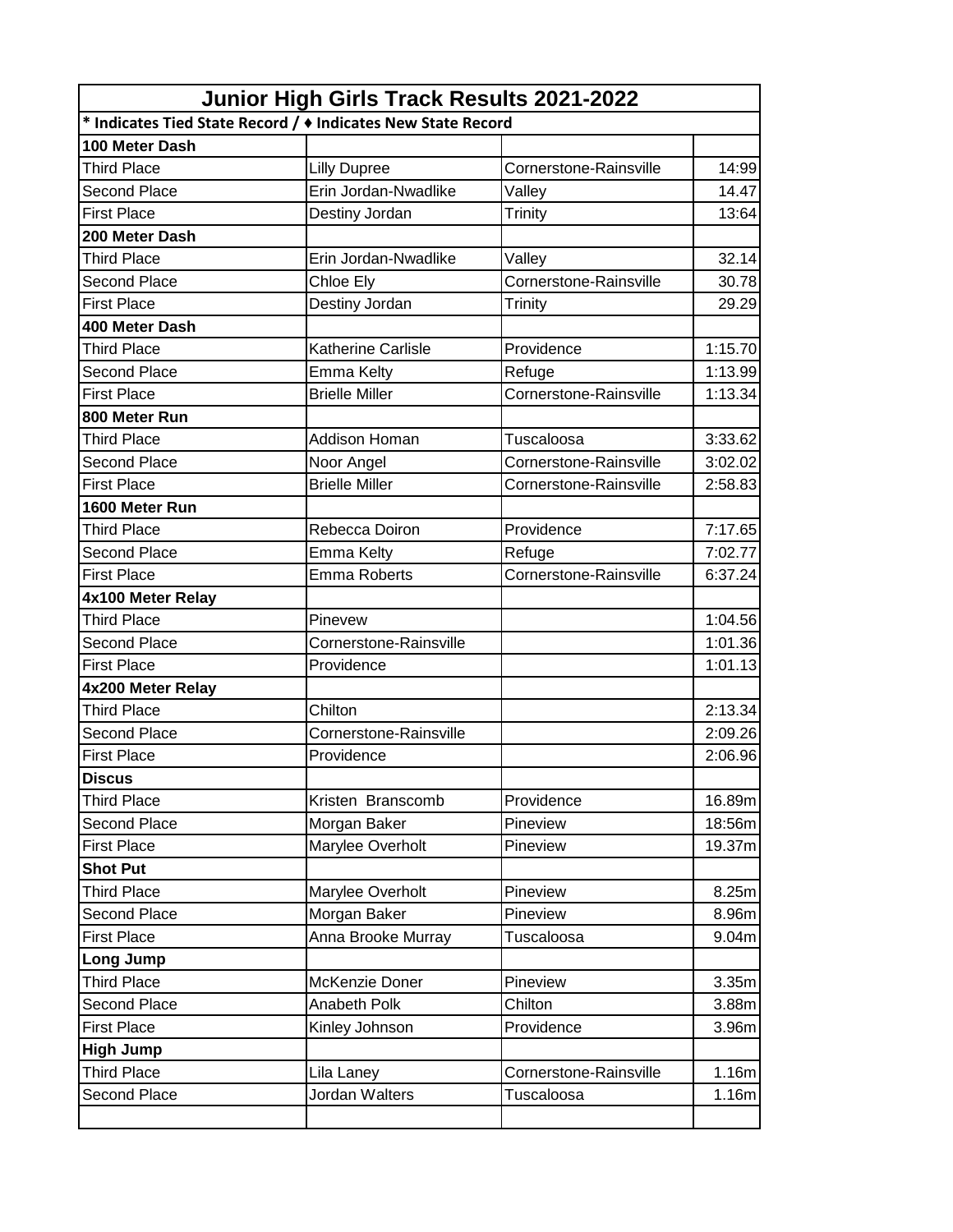| Junior High Girls Track Results 2021-2022 | | | |
|---|---|---|---|
| * Indicates Tied State Record / ♦ Indicates New State Record | | | |
| **100 Meter Dash** | | | |
| Third Place | Lilly Dupree | Cornerstone-Rainsville | 14:99 |
| Second Place | Erin Jordan-Nwadlike | Valley | 14.47 |
| First Place | Destiny Jordan | Trinity | 13:64 |
| **200 Meter Dash** | | | |
| Third Place | Erin Jordan-Nwadlike | Valley | 32.14 |
| Second Place | Chloe Ely | Cornerstone-Rainsville | 30.78 |
| First Place | Destiny Jordan | Trinity | 29.29 |
| **400 Meter Dash** | | | |
| Third Place | Katherine Carlisle | Providence | 1:15.70 |
| Second Place | Emma Kelty | Refuge | 1:13.99 |
| First Place | Brielle Miller | Cornerstone-Rainsville | 1:13.34 |
| **800 Meter Run** | | | |
| Third Place | Addison Homan | Tuscaloosa | 3:33.62 |
| Second Place | Noor Angel | Cornerstone-Rainsville | 3:02.02 |
| First Place | Brielle Miller | Cornerstone-Rainsville | 2:58.83 |
| **1600 Meter Run** | | | |
| Third Place | Rebecca Doiron | Providence | 7:17.65 |
| Second Place | Emma Kelty | Refuge | 7:02.77 |
| First Place | Emma Roberts | Cornerstone-Rainsville | 6:37.24 |
| **4x100 Meter Relay** | | | |
| Third Place | Pinevew | | 1:04.56 |
| Second Place | Cornerstone-Rainsville | | 1:01.36 |
| First Place | Providence | | 1:01.13 |
| **4x200 Meter Relay** | | | |
| Third Place | Chilton | | 2:13.34 |
| Second Place | Cornerstone-Rainsville | | 2:09.26 |
| First Place | Providence | | 2:06.96 |
| **Discus** | | | |
| Third Place | Kristen Branscomb | Providence | 16.89m |
| Second Place | Morgan Baker | Pineview | 18:56m |
| First Place | Marylee Overholt | Pineview | 19.37m |
| **Shot Put** | | | |
| Third Place | Marylee Overholt | Pineview | 8.25m |
| Second Place | Morgan Baker | Pineview | 8.96m |
| First Place | Anna Brooke Murray | Tuscaloosa | 9.04m |
| **Long Jump** | | | |
| Third Place | McKenzie Doner | Pineview | 3.35m |
| Second Place | Anabeth Polk | Chilton | 3.88m |
| First Place | Kinley Johnson | Providence | 3.96m |
| **High Jump** | | | |
| Third Place | Lila Laney | Cornerstone-Rainsville | 1.16m |
| Second Place | Jordan Walters | Tuscaloosa | 1.16m |
| | | | |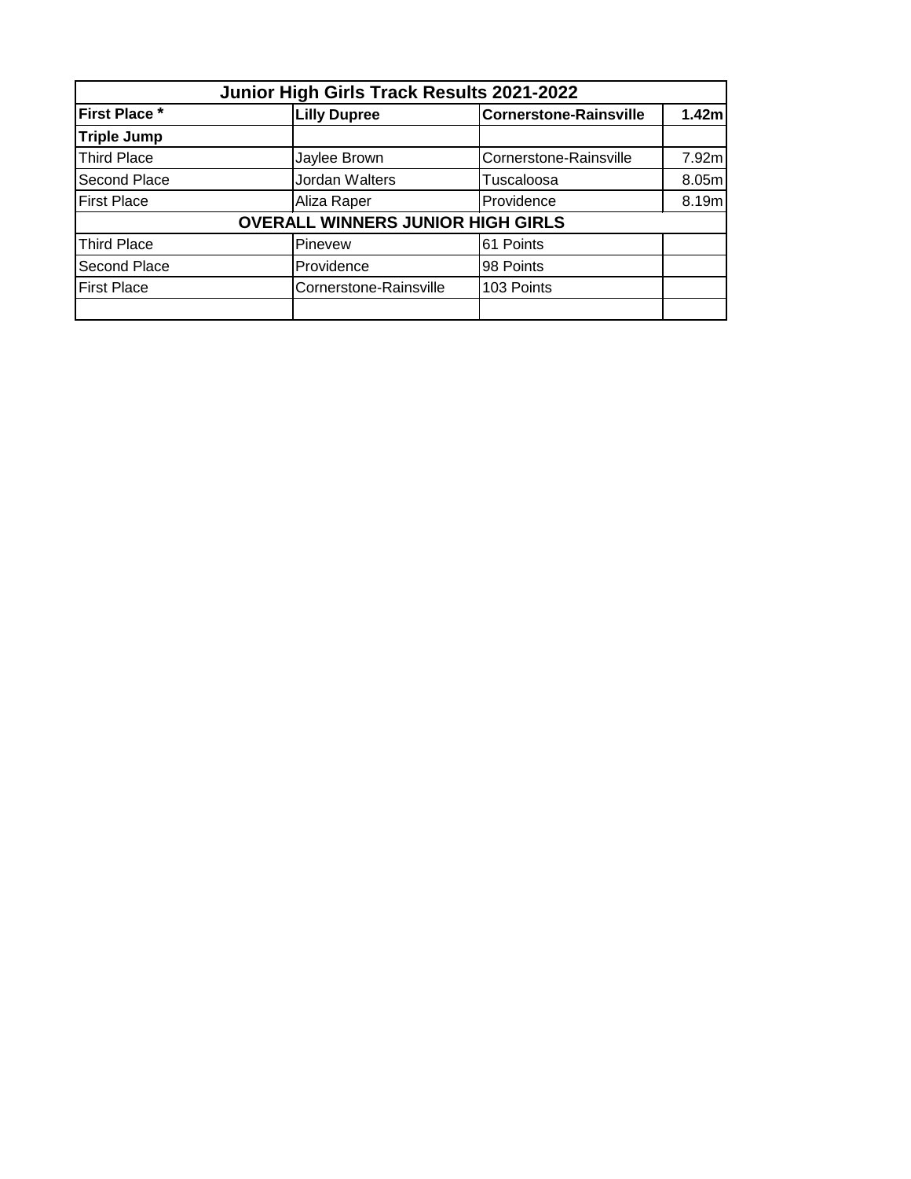| Junior High Girls Track Results 2021-2022 | | | |
|---|---|---|---|
| **First Place *** | **Lilly Dupree** | **Cornerstone-Rainsville** | **1.42m** |
| **Triple Jump** | | | |
| Third Place | Jaylee Brown | Cornerstone-Rainsville | 7.92m |
| Second Place | Jordan Walters | Tuscaloosa | 8.05m |
| First Place | Aliza Raper | Providence | 8.19m |
| **OVERALL WINNERS JUNIOR HIGH GIRLS** | | | |
| Third Place | Pinevew | 61 Points | |
| Second Place | Providence | 98 Points | |
| First Place | Cornerstone-Rainsville | 103 Points | |
| | | | |